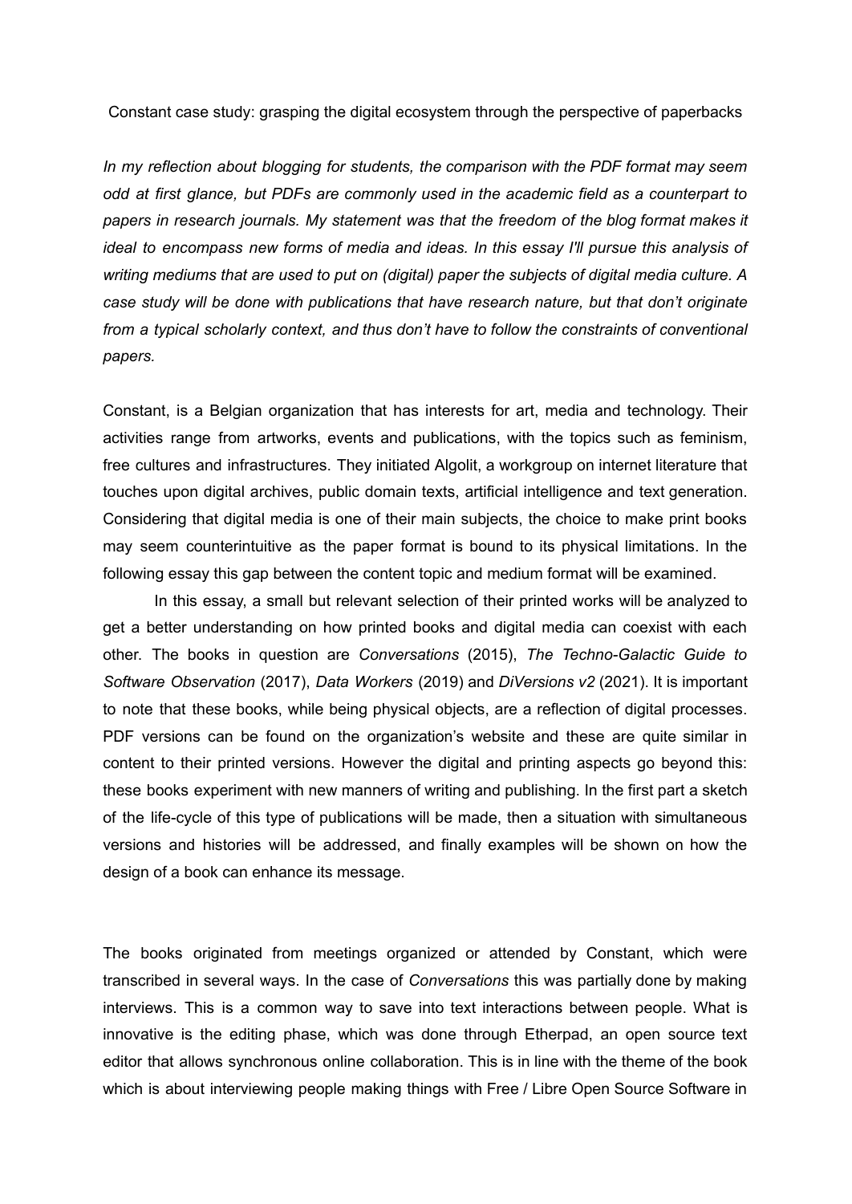# Constant case study: grasping the digital ecosystem through the perspective of paperbacks

*In my reflection about blogging for students, the comparison with the PDF format may seem odd at first glance, but PDFs are commonly used in the academic field as a counterpart to papers in research journals. My statement was that the freedom of the blog format makes it ideal to encompass new forms of media and ideas. In this essay I'll pursue this analysis of writing mediums that are used to put on (digital) paper the subjects of digital media culture. A case study will be done with publications that have research nature, but that don't originate from a typical scholarly context, and thus don't have to follow the constraints of conventional papers.*

Constant, is a Belgian organization that has interests for art, media and technology. Their activities range from artworks, events and publications, with the topics such as feminism, free cultures and infrastructures. They initiated Algolit, a workgroup on internet literature that touches upon digital archives, public domain texts, artificial intelligence and text generation. Considering that digital media is one of their main subjects, the choice to make print books may seem counterintuitive as the paper format is bound to its physical limitations. In the following essay this gap between the content topic and medium format will be examined.

In this essay, a small but relevant selection of their printed works will be analyzed to get a better understanding on how printed books and digital media can coexist with each other. The books in question are *Conversations* (2015), *The Techno-Galactic Guide to Software Observation* (2017), *Data Workers* (2019) and *DiVersions v2* (2021). It is important to note that these books, while being physical objects, are a reflection of digital processes. PDF versions can be found on the organization's website and these are quite similar in content to their printed versions. However the digital and printing aspects go beyond this: these books experiment with new manners of writing and publishing. In the first part a sketch of the life-cycle of this type of publications will be made, then a situation with simultaneous versions and histories will be addressed, and finally examples will be shown on how the design of a book can enhance its message.

The books originated from meetings organized or attended by Constant, which were transcribed in several ways. In the case of *Conversations* this was partially done by making interviews. This is a common way to save into text interactions between people. What is innovative is the editing phase, which was done through Etherpad, an open source text editor that allows synchronous online collaboration. This is in line with the theme of the book which is about interviewing people making things with Free / Libre Open Source Software in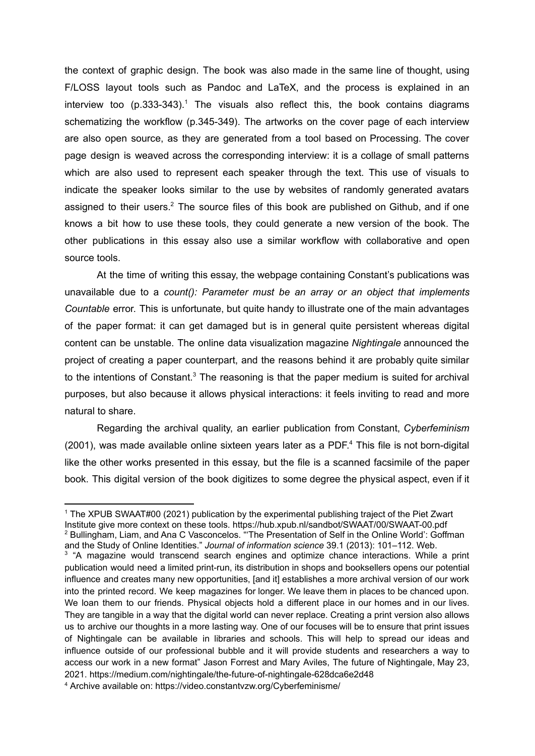the context of graphic design. The book was also made in the same line of thought, using F/LOSS layout tools such as Pandoc and LaTeX, and the process is explained in an interview too (p.333-343).[1] The visuals also reflect this, the book contains diagrams schematizing the workflow (p.345-349). The artworks on the cover page of each interview are also open source, as they are generated from a tool based on Processing. The cover page design is weaved across the corresponding interview: it is a collage of small patterns which are also used to represent each speaker through the text. This use of visuals to indicate the speaker looks similar to the use by websites of randomly generated avatars assigned to their users.[2] The source files of this book are published on Github, and if one knows a bit how to use these tools, they could generate a new version of the book. The other publications in this essay also use a similar workflow with collaborative and open source tools.

At the time of writing this essay, the webpage containing Constant's publications was unavailable due to a *count(): Parameter must be an array or an object that implements Countable* error. This is unfortunate, but quite handy to illustrate one of the main advantages of the paper format: it can get damaged but is in general quite persistent whereas digital content can be unstable. The online data visualization magazine *Nightingale* announced the project of creating a paper counterpart, and the reasons behind it are probably quite similar to the intentions of Constant.[3] The reasoning is that the paper medium is suited for archival purposes, but also because it allows physical interactions: it feels inviting to read and more natural to share.

Regarding the archival quality, an earlier publication from Constant, *Cyberfeminism* (2001), was made available online sixteen years later as a PDF.[4] This file is not born-digital like the other works presented in this essay, but the file is a scanned facsimile of the paper book. This digital version of the book digitizes to some degree the physical aspect, even if it

---

[1] The XPUB SWAAT#00 (2021) publication by the experimental publishing traject of the Piet Zwart Institute give more context on these tools. https://hub.xpub.nl/sandbot/SWAAT/00/SWAAT-00.pdf

[2] Bullingham, Liam, and Ana C Vasconcelos. "'The Presentation of Self in the Online World': Goffman and the Study of Online Identities." *Journal of information science* 39.1 (2013): 101–112. Web.

[3] "A magazine would transcend search engines and optimize chance interactions. While a print publication would need a limited print-run, its distribution in shops and booksellers opens our potential influence and creates many new opportunities, [and it] establishes a more archival version of our work into the printed record. We keep magazines for longer. We leave them in places to be chanced upon. We loan them to our friends. Physical objects hold a different place in our homes and in our lives. They are tangible in a way that the digital world can never replace. Creating a print version also allows us to archive our thoughts in a more lasting way. One of our focuses will be to ensure that print issues of Nightingale can be available in libraries and schools. This will help to spread our ideas and influence outside of our professional bubble and it will provide students and researchers a way to access our work in a new format" Jason Forrest and Mary Aviles, The future of Nightingale, May 23, 2021. https://medium.com/nightingale/the-future-of-nightingale-628dca6e2d48

[4] Archive available on: https://video.constantvzw.org/Cyberfeminisme/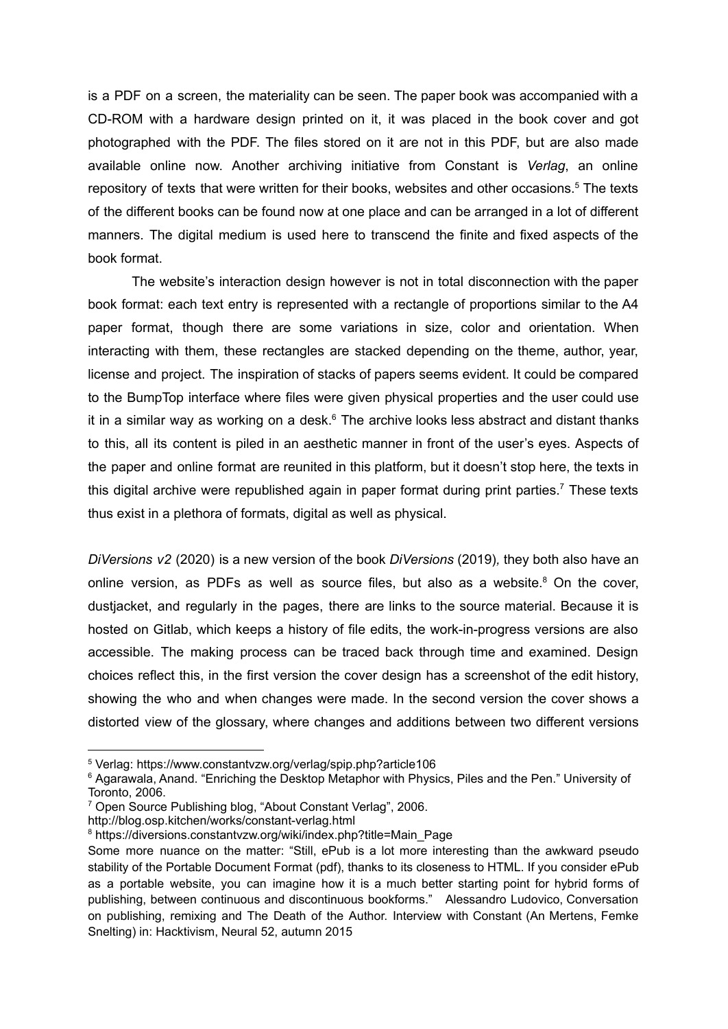is a PDF on a screen, the materiality can be seen. The paper book was accompanied with a CD-ROM with a hardware design printed on it, it was placed in the book cover and got photographed with the PDF. The files stored on it are not in this PDF, but are also made available online now. Another archiving initiative from Constant is *Verlag*, an online repository of texts that were written for their books, websites and other occasions.[5] The texts of the different books can be found now at one place and can be arranged in a lot of different manners. The digital medium is used here to transcend the finite and fixed aspects of the book format.

The website's interaction design however is not in total disconnection with the paper book format: each text entry is represented with a rectangle of proportions similar to the A4 paper format, though there are some variations in size, color and orientation. When interacting with them, these rectangles are stacked depending on the theme, author, year, license and project. The inspiration of stacks of papers seems evident. It could be compared to the BumpTop interface where files were given physical properties and the user could use it in a similar way as working on a desk.[6] The archive looks less abstract and distant thanks to this, all its content is piled in an aesthetic manner in front of the user's eyes. Aspects of the paper and online format are reunited in this platform, but it doesn't stop here, the texts in this digital archive were republished again in paper format during print parties.[7] These texts thus exist in a plethora of formats, digital as well as physical.

*DiVersions v2* (2020) is a new version of the book *DiVersions* (2019), they both also have an online version, as PDFs as well as source files, but also as a website.[8] On the cover, dustjacket, and regularly in the pages, there are links to the source material. Because it is hosted on Gitlab, which keeps a history of file edits, the work-in-progress versions are also accessible. The making process can be traced back through time and examined. Design choices reflect this, in the first version the cover design has a screenshot of the edit history, showing the who and when changes were made. In the second version the cover shows a distorted view of the glossary, where changes and additions between two different versions

---

[5] Verlag: https://www.constantvzw.org/verlag/spip.php?article106

[6] Agarawala, Anand. "Enriching the Desktop Metaphor with Physics, Piles and the Pen." University of Toronto, 2006.

[7] Open Source Publishing blog, "About Constant Verlag", 2006. http://blog.osp.kitchen/works/constant-verlag.html

[8] https://diversions.constantvzw.org/wiki/index.php?title=Main_Page

Some more nuance on the matter: "Still, ePub is a lot more interesting than the awkward pseudo stability of the Portable Document Format (pdf), thanks to its closeness to HTML. If you consider ePub as a portable website, you can imagine how it is a much better starting point for hybrid forms of publishing, between continuous and discontinuous bookforms." Alessandro Ludovico, Conversation on publishing, remixing and The Death of the Author. Interview with Constant (An Mertens, Femke Snelting) in: Hacktivism, Neural 52, autumn 2015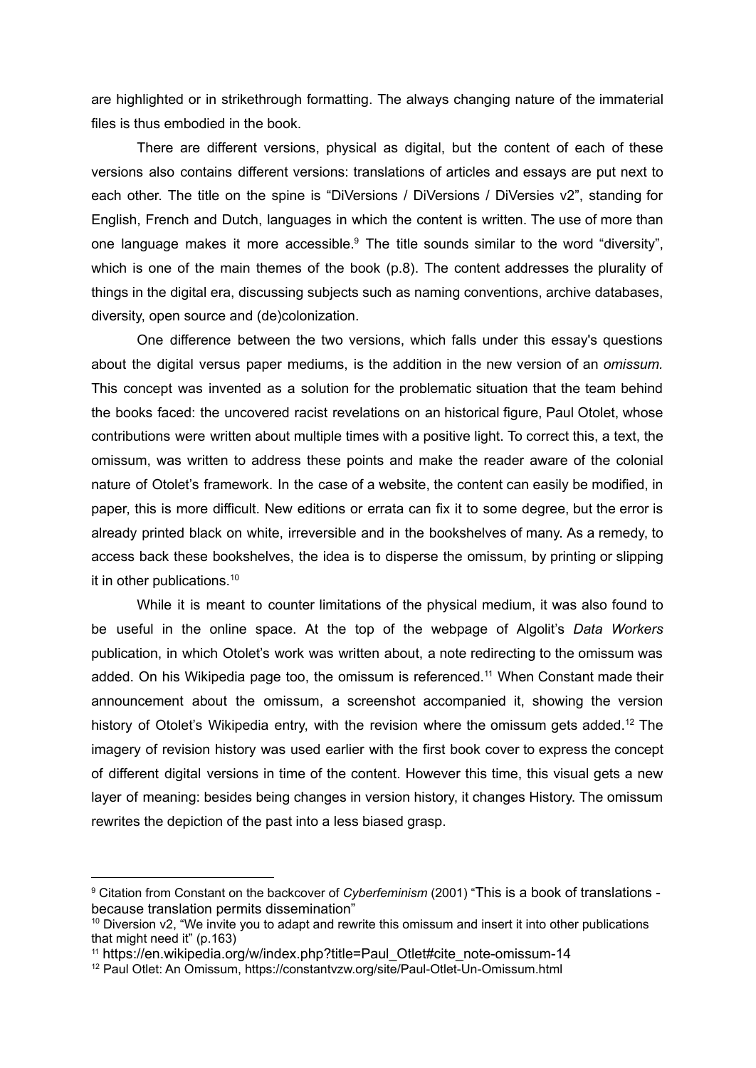are highlighted or in strikethrough formatting. The always changing nature of the immaterial files is thus embodied in the book.

There are different versions, physical as digital, but the content of each of these versions also contains different versions: translations of articles and essays are put next to each other. The title on the spine is "DiVersions / DiVersions / DiVersies v2", standing for English, French and Dutch, languages in which the content is written. The use of more than one language makes it more accessible.[9] The title sounds similar to the word "diversity", which is one of the main themes of the book (p.8). The content addresses the plurality of things in the digital era, discussing subjects such as naming conventions, archive databases, diversity, open source and (de)colonization.

One difference between the two versions, which falls under this essay's questions about the digital versus paper mediums, is the addition in the new version of an *omissum.* This concept was invented as a solution for the problematic situation that the team behind the books faced: the uncovered racist revelations on an historical figure, Paul Otolet, whose contributions were written about multiple times with a positive light. To correct this, a text, the omissum, was written to address these points and make the reader aware of the colonial nature of Otolet's framework. In the case of a website, the content can easily be modified, in paper, this is more difficult. New editions or errata can fix it to some degree, but the error is already printed black on white, irreversible and in the bookshelves of many. As a remedy, to access back these bookshelves, the idea is to disperse the omissum, by printing or slipping it in other publications.[10]

While it is meant to counter limitations of the physical medium, it was also found to be useful in the online space. At the top of the webpage of Algolit's *Data Workers* publication, in which Otolet's work was written about, a note redirecting to the omissum was added. On his Wikipedia page too, the omissum is referenced.[11] When Constant made their announcement about the omissum, a screenshot accompanied it, showing the version history of Otolet's Wikipedia entry, with the revision where the omissum gets added.[12] The imagery of revision history was used earlier with the first book cover to express the concept of different digital versions in time of the content. However this time, this visual gets a new layer of meaning: besides being changes in version history, it changes History. The omissum rewrites the depiction of the past into a less biased grasp.

---

[9] Citation from Constant on the backcover of *Cyberfeminism* (2001) "This is a book of translations - because translation permits dissemination"

[10] Diversion v2, "We invite you to adapt and rewrite this omissum and insert it into other publications that might need it" (p.163)

[11] https://en.wikipedia.org/w/index.php?title=Paul_Otlet#cite_note-omissum-14

[12] Paul Otlet: An Omissum, https://constantvzw.org/site/Paul-Otlet-Un-Omissum.html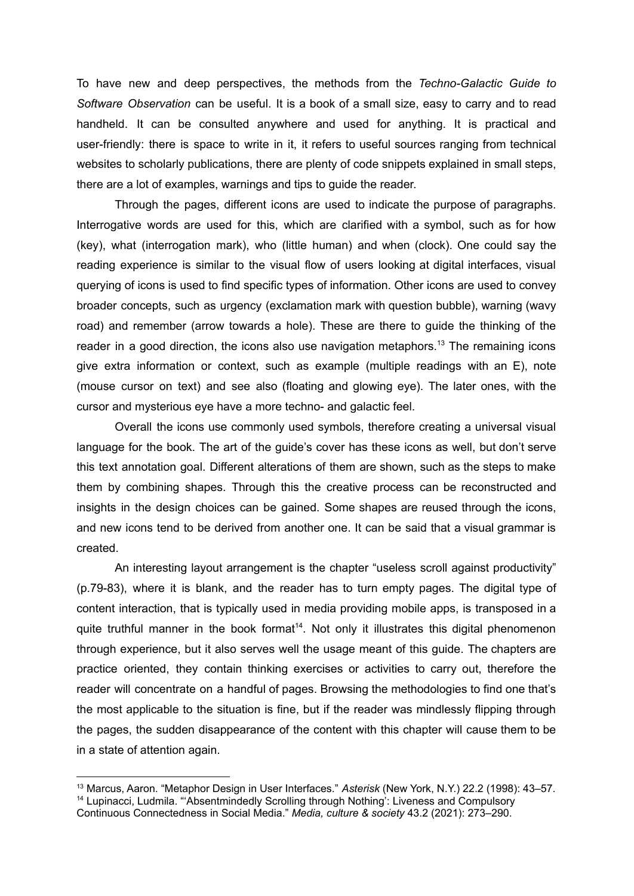To have new and deep perspectives, the methods from the *Techno-Galactic Guide to Software Observation* can be useful. It is a book of a small size, easy to carry and to read handheld. It can be consulted anywhere and used for anything. It is practical and user-friendly: there is space to write in it, it refers to useful sources ranging from technical websites to scholarly publications, there are plenty of code snippets explained in small steps, there are a lot of examples, warnings and tips to guide the reader.

Through the pages, different icons are used to indicate the purpose of paragraphs. Interrogative words are used for this, which are clarified with a symbol, such as for how (key), what (interrogation mark), who (little human) and when (clock). One could say the reading experience is similar to the visual flow of users looking at digital interfaces, visual querying of icons is used to find specific types of information. Other icons are used to convey broader concepts, such as urgency (exclamation mark with question bubble), warning (wavy road) and remember (arrow towards a hole). These are there to guide the thinking of the reader in a good direction, the icons also use navigation metaphors.[13] The remaining icons give extra information or context, such as example (multiple readings with an E), note (mouse cursor on text) and see also (floating and glowing eye). The later ones, with the cursor and mysterious eye have a more techno- and galactic feel.

Overall the icons use commonly used symbols, therefore creating a universal visual language for the book. The art of the guide's cover has these icons as well, but don't serve this text annotation goal. Different alterations of them are shown, such as the steps to make them by combining shapes. Through this the creative process can be reconstructed and insights in the design choices can be gained. Some shapes are reused through the icons, and new icons tend to be derived from another one. It can be said that a visual grammar is created.

An interesting layout arrangement is the chapter "useless scroll against productivity" (p.79-83), where it is blank, and the reader has to turn empty pages. The digital type of content interaction, that is typically used in media providing mobile apps, is transposed in a quite truthful manner in the book format[14]. Not only it illustrates this digital phenomenon through experience, but it also serves well the usage meant of this guide. The chapters are practice oriented, they contain thinking exercises or activities to carry out, therefore the reader will concentrate on a handful of pages. Browsing the methodologies to find one that's the most applicable to the situation is fine, but if the reader was mindlessly flipping through the pages, the sudden disappearance of the content with this chapter will cause them to be in a state of attention again.

---

[13] Marcus, Aaron. "Metaphor Design in User Interfaces." *Asterisk* (New York, N.Y.) 22.2 (1998): 43–57.

[14] Lupinacci, Ludmila. "'Absentmindedly Scrolling through Nothing': Liveness and Compulsory Continuous Connectedness in Social Media." *Media, culture & society* 43.2 (2021): 273–290.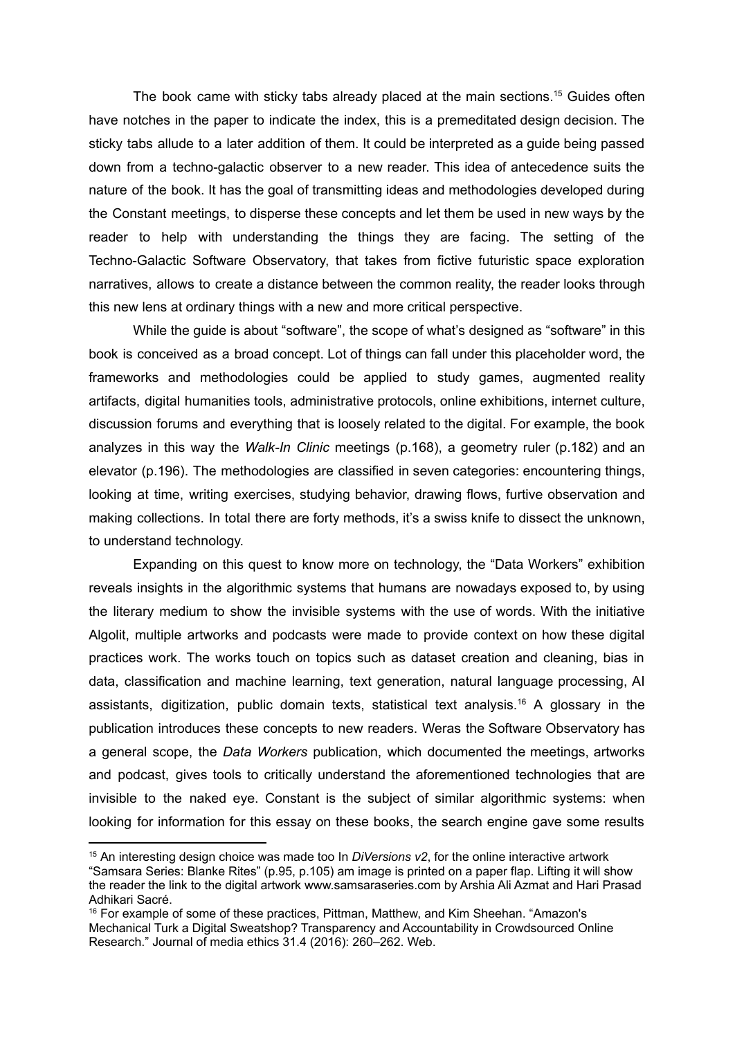The book came with sticky tabs already placed at the main sections.[15] Guides often have notches in the paper to indicate the index, this is a premeditated design decision. The sticky tabs allude to a later addition of them. It could be interpreted as a guide being passed down from a techno-galactic observer to a new reader. This idea of antecedence suits the nature of the book. It has the goal of transmitting ideas and methodologies developed during the Constant meetings, to disperse these concepts and let them be used in new ways by the reader to help with understanding the things they are facing. The setting of the Techno-Galactic Software Observatory, that takes from fictive futuristic space exploration narratives, allows to create a distance between the common reality, the reader looks through this new lens at ordinary things with a new and more critical perspective.

While the guide is about "software", the scope of what's designed as "software" in this book is conceived as a broad concept. Lot of things can fall under this placeholder word, the frameworks and methodologies could be applied to study games, augmented reality artifacts, digital humanities tools, administrative protocols, online exhibitions, internet culture, discussion forums and everything that is loosely related to the digital. For example, the book analyzes in this way the *Walk-In Clinic* meetings (p.168), a geometry ruler (p.182) and an elevator (p.196). The methodologies are classified in seven categories: encountering things, looking at time, writing exercises, studying behavior, drawing flows, furtive observation and making collections. In total there are forty methods, it's a swiss knife to dissect the unknown, to understand technology.

Expanding on this quest to know more on technology, the "Data Workers" exhibition reveals insights in the algorithmic systems that humans are nowadays exposed to, by using the literary medium to show the invisible systems with the use of words. With the initiative Algolit, multiple artworks and podcasts were made to provide context on how these digital practices work. The works touch on topics such as dataset creation and cleaning, bias in data, classification and machine learning, text generation, natural language processing, AI assistants, digitization, public domain texts, statistical text analysis.[16] A glossary in the publication introduces these concepts to new readers. Weras the Software Observatory has a general scope, the *Data Workers* publication, which documented the meetings, artworks and podcast, gives tools to critically understand the aforementioned technologies that are invisible to the naked eye. Constant is the subject of similar algorithmic systems: when looking for information for this essay on these books, the search engine gave some results

---

[15] An interesting design choice was made too In *DiVersions v2*, for the online interactive artwork "Samsara Series: Blanke Rites" (p.95, p.105) am image is printed on a paper flap. Lifting it will show the reader the link to the digital artwork www.samsaraseries.com by Arshia Ali Azmat and Hari Prasad Adhikari Sacré.

[16] For example of some of these practices, Pittman, Matthew, and Kim Sheehan. "Amazon's Mechanical Turk a Digital Sweatshop? Transparency and Accountability in Crowdsourced Online Research." Journal of media ethics 31.4 (2016): 260–262. Web.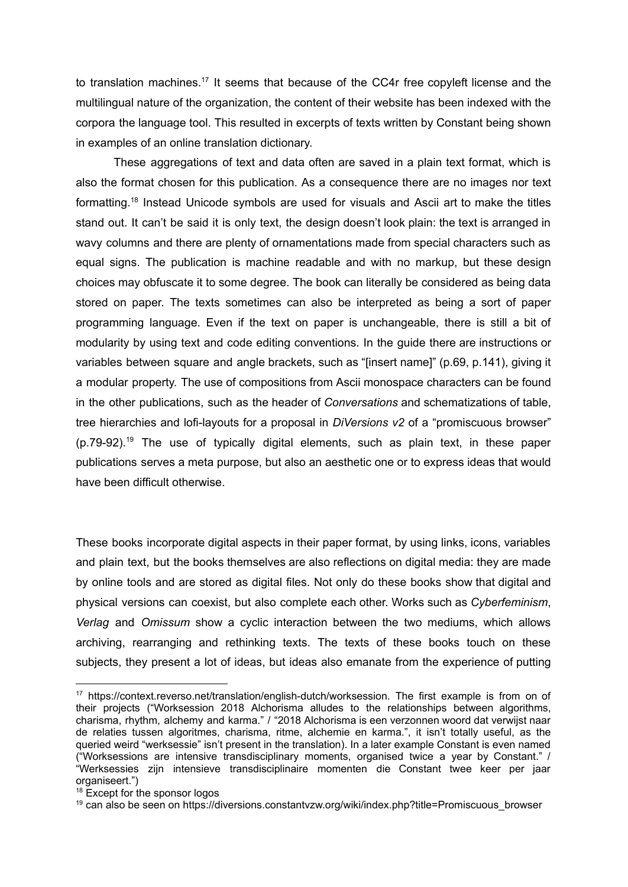to translation machines.[17] It seems that because of the CC4r free copyleft license and the multilingual nature of the organization, the content of their website has been indexed with the corpora the language tool. This resulted in excerpts of texts written by Constant being shown in examples of an online translation dictionary.

These aggregations of text and data often are saved in a plain text format, which is also the format chosen for this publication. As a consequence there are no images nor text formatting.[18] Instead Unicode symbols are used for visuals and Ascii art to make the titles stand out. It can't be said it is only text, the design doesn't look plain: the text is arranged in wavy columns and there are plenty of ornamentations made from special characters such as equal signs. The publication is machine readable and with no markup, but these design choices may obfuscate it to some degree. The book can literally be considered as being data stored on paper. The texts sometimes can also be interpreted as being a sort of paper programming language. Even if the text on paper is unchangeable, there is still a bit of modularity by using text and code editing conventions. In the guide there are instructions or variables between square and angle brackets, such as "[insert name]" (p.69, p.141), giving it a modular property. The use of compositions from Ascii monospace characters can be found in the other publications, such as the header of *Conversations* and schematizations of table, tree hierarchies and lofi-layouts for a proposal in *DiVersions v2* of a "promiscuous browser" (p.79-92).[19] The use of typically digital elements, such as plain text, in these paper publications serves a meta purpose, but also an aesthetic one or to express ideas that would have been difficult otherwise.

These books incorporate digital aspects in their paper format, by using links, icons, variables and plain text, but the books themselves are also reflections on digital media: they are made by online tools and are stored as digital files. Not only do these books show that digital and physical versions can coexist, but also complete each other. Works such as *Cyberfeminism*, *Verlag* and *Omissum* show a cyclic interaction between the two mediums, which allows archiving, rearranging and rethinking texts. The texts of these books touch on these subjects, they present a lot of ideas, but ideas also emanate from the experience of putting

---

[17] https://context.reverso.net/translation/english-dutch/worksession. The first example is from on of their projects ("Worksession 2018 Alchorisma alludes to the relationships between algorithms, charisma, rhythm, alchemy and karma." / "2018 Alchorisma is een verzonnen woord dat verwijst naar de relaties tussen algoritmes, charisma, ritme, alchemie en karma.", it isn't totally useful, as the queried weird "werksessie" isn't present in the translation). In a later example Constant is even named ("Worksessions are intensive transdisciplinary moments, organised twice a year by Constant." / "Werksessies zijn intensieve transdisciplinaire momenten die Constant twee keer per jaar organiseert.")

[18] Except for the sponsor logos

[19] can also be seen on https://diversions.constantvzw.org/wiki/index.php?title=Promiscuous_browser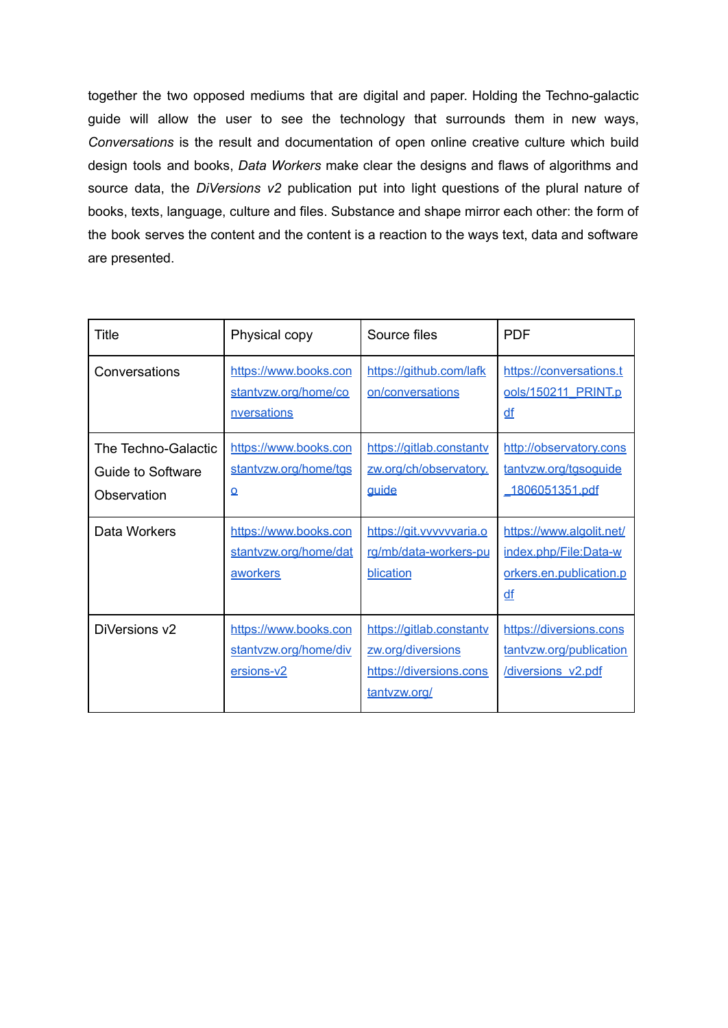together the two opposed mediums that are digital and paper. Holding the Techno-galactic guide will allow the user to see the technology that surrounds them in new ways, *Conversations* is the result and documentation of open online creative culture which build design tools and books, *Data Workers* make clear the designs and flaws of algorithms and source data, the *DiVersions v2* publication put into light questions of the plural nature of books, texts, language, culture and files. Substance and shape mirror each other: the form of the book serves the content and the content is a reaction to the ways text, data and software are presented.

| Title | Physical copy | Source files | PDF |
|---|---|---|---|
| Conversations | https://www.books.constantvzw.org/home/conversations | https://github.com/lafkon/conversations | https://conversations.tools/150211_PRINT.pdf |
| The Techno-Galactic Guide to Software Observation | https://www.books.constantvzw.org/home/tgso | https://gitlab.constantvzw.org/ch/observatory.guide | http://observatory.constantvzw.org/tgsoguide_1806051351.pdf |
| Data Workers | https://www.books.constantvzw.org/home/dataworkers | https://git.vvvvvvaria.org/mb/data-workers-publication | https://www.algolit.net/index.php/File:Data-workers.en.publication.pdf |
| DiVersions v2 | https://www.books.constantvzw.org/home/diversions-v2 | https://gitlab.constantvzw.org/diversions https://diversions.constantvzw.org/ | https://diversions.constantvzw.org/publication/diversions_v2.pdf |